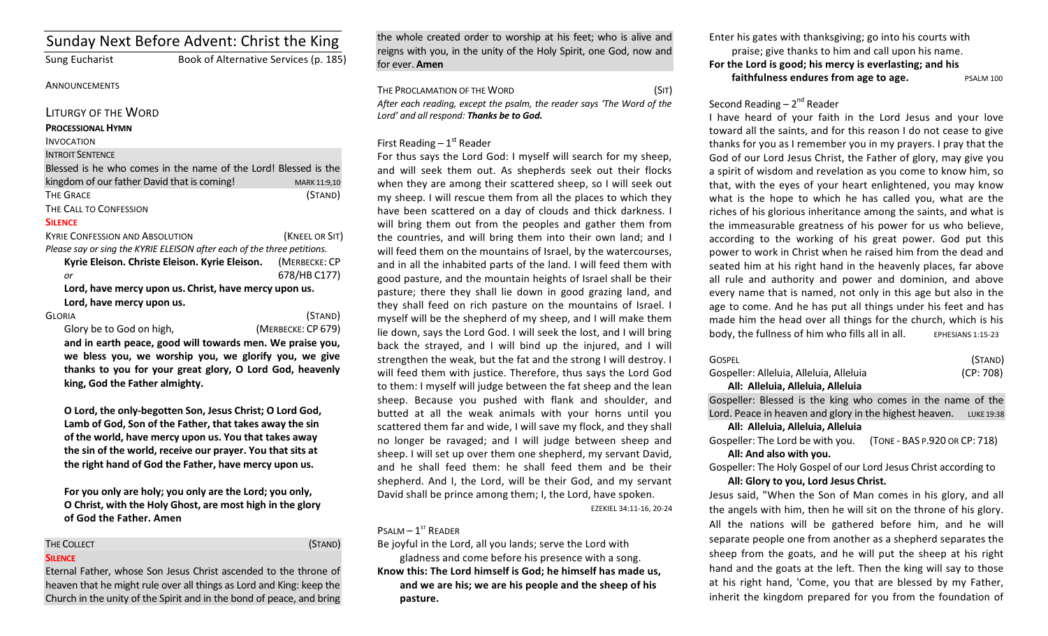# Sunday Next Before Advent: Christ the King

Sung Eucharist — Book of Alternative Services (p. 185)

ANNOUNCEMENTS

## LITURGY OF THE WORD

**PROCESSIONAL HYMN**

INVOCATION

INTROIT SENTENCE

Blessed is he who comes in the name of the Lord! Blessed is the kingdom of our father David that is coming! MARK 11:9,10

THE GRACE (STAND)

THE CALL TO CONFESSION

**SILENCE**

KYRIE CONFESSION AND ABSOLUTION (KNEEL OR SIT)

*Please say or sing the KYRIE ELEISON after each of the three petitions.*

**Kyrie Eleison. Christe Eleison. Kyrie Eleison.** (MERBECKE: CP 678/HB C177)

*or*

**Lord, have mercy upon us. Christ, have mercy upon us. Lord, have mercy upon us.**

GLORIA (STAND)

Glory be to God on high, (MERBECKE: CP 679)

**and in earth peace, good will towards men. We praise you, we bless you, we worship you, we glorify you, we give thanks to you for your great glory, O Lord God, heavenly king, God the Father almighty.**

**O Lord, the only-begotten Son, Jesus Christ; O Lord God, Lamb of God, Son of the Father, that takes away the sin of the world, have mercy upon us. You that takes away the sin of the world, receive our prayer. You that sits at the right hand of God the Father, have mercy upon us.**

**For you only are holy; you only are the Lord; you only, O Christ, with the Holy Ghost, are most high in the glory of God the Father. Amen**

THE COLLECT (STAND)

**SILENCE**

Eternal Father, whose Son Jesus Christ ascended to the throne of heaven that he might rule over all things as Lord and King: keep the Church in the unity of the Spirit and in the bond of peace, and bring the whole created order to worship at his feet; who is alive and reigns with you, in the unity of the Holy Spirit, one God, now and for ever. **Amen**

THE PROCLAMATION OF THE WORD (SIT)

*After each reading, except the psalm, the reader says 'The Word of the Lord' and all respond:* ***Thanks be to God.***

First Reading – 1st Reader

For thus says the Lord God: I myself will search for my sheep, and will seek them out. As shepherds seek out their flocks when they are among their scattered sheep, so I will seek out my sheep. I will rescue them from all the places to which they have been scattered on a day of clouds and thick darkness. I will bring them out from the peoples and gather them from the countries, and will bring them into their own land; and I will feed them on the mountains of Israel, by the watercourses, and in all the inhabited parts of the land. I will feed them with good pasture, and the mountain heights of Israel shall be their pasture; there they shall lie down in good grazing land, and they shall feed on rich pasture on the mountains of Israel. I myself will be the shepherd of my sheep, and I will make them lie down, says the Lord God. I will seek the lost, and I will bring back the strayed, and I will bind up the injured, and I will strengthen the weak, but the fat and the strong I will destroy. I will feed them with justice. Therefore, thus says the Lord God to them: I myself will judge between the fat sheep and the lean sheep. Because you pushed with flank and shoulder, and butted at all the weak animals with your horns until you scattered them far and wide, I will save my flock, and they shall no longer be ravaged; and I will judge between sheep and sheep. I will set up over them one shepherd, my servant David, and he shall feed them: he shall feed them and be their shepherd. And I, the Lord, will be their God, and my servant David shall be prince among them; I, the Lord, have spoken. EZEKIEL 34:11-16, 20-24

PSALM – 1ST READER

Be joyful in the Lord, all you lands; serve the Lord with gladness and come before his presence with a song.

**Know this: The Lord himself is God; he himself has made us, and we are his; we are his people and the sheep of his pasture.**

Enter his gates with thanksgiving; go into his courts with praise; give thanks to him and call upon his name.

**For the Lord is good; his mercy is everlasting; and his faithfulness endures from age to age.** PSALM 100

Second Reading – 2nd Reader

I have heard of your faith in the Lord Jesus and your love toward all the saints, and for this reason I do not cease to give thanks for you as I remember you in my prayers. I pray that the God of our Lord Jesus Christ, the Father of glory, may give you a spirit of wisdom and revelation as you come to know him, so that, with the eyes of your heart enlightened, you may know what is the hope to which he has called you, what are the riches of his glorious inheritance among the saints, and what is the immeasurable greatness of his power for us who believe, according to the working of his great power. God put this power to work in Christ when he raised him from the dead and seated him at his right hand in the heavenly places, far above all rule and authority and power and dominion, and above every name that is named, not only in this age but also in the age to come. And he has put all things under his feet and has made him the head over all things for the church, which is his body, the fullness of him who fills all in all. EPHESIANS 1:15-23

GOSPEL (STAND)

Gospeller: Alleluia, Alleluia, Alleluia (CP: 708)

**All: Alleluia, Alleluia, Alleluia**

Gospeller: Blessed is the king who comes in the name of the Lord. Peace in heaven and glory in the highest heaven. LUKE 19:38

**All: Alleluia, Alleluia, Alleluia**

Gospeller: The Lord be with you. (TONE - BAS P.920 OR CP: 718)

**All: And also with you.**

Gospeller: The Holy Gospel of our Lord Jesus Christ according to

**All: Glory to you, Lord Jesus Christ.**

Jesus said, "When the Son of Man comes in his glory, and all the angels with him, then he will sit on the throne of his glory. All the nations will be gathered before him, and he will separate people one from another as a shepherd separates the sheep from the goats, and he will put the sheep at his right hand and the goats at the left. Then the king will say to those at his right hand, 'Come, you that are blessed by my Father, inherit the kingdom prepared for you from the foundation of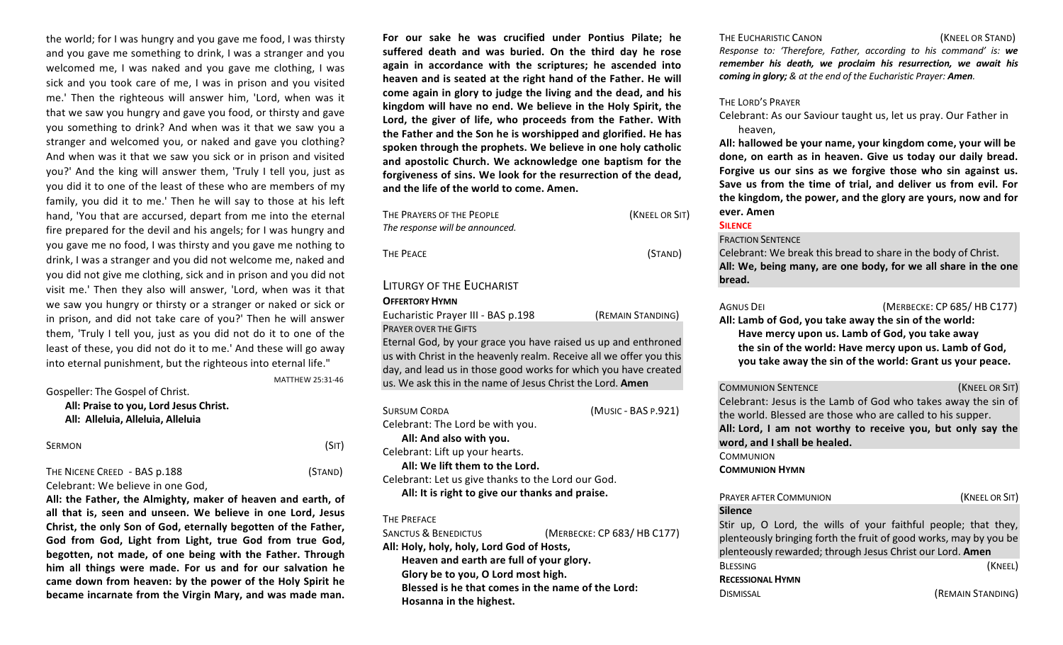the world; for I was hungry and you gave me food, I was thirsty and you gave me something to drink, I was a stranger and you welcomed me, I was naked and you gave me clothing, I was sick and you took care of me, I was in prison and you visited me.' Then the righteous will answer him, 'Lord, when was it that we saw you hungry and gave you food, or thirsty and gave you something to drink? And when was it that we saw you a stranger and welcomed you, or naked and gave you clothing? And when was it that we saw you sick or in prison and visited you?' And the king will answer them, 'Truly I tell you, just as you did it to one of the least of these who are members of my family, you did it to me.' Then he will say to those at his left hand, 'You that are accursed, depart from me into the eternal fire prepared for the devil and his angels; for I was hungry and you gave me no food, I was thirsty and you gave me nothing to drink, I was a stranger and you did not welcome me, naked and you did not give me clothing, sick and in prison and you did not visit me.' Then they also will answer, 'Lord, when was it that we saw you hungry or thirsty or a stranger or naked or sick or in prison, and did not take care of you?' Then he will answer them, 'Truly I tell you, just as you did not do it to one of the least of these, you did not do it to me.' And these will go away into eternal punishment, but the righteous into eternal life."

MATTHEW 25:31-46

Gospeller: The Gospel of Christ.

**All: Praise to you, Lord Jesus Christ.**
**All: Alleluia, Alleluia, Alleluia**

SERMON (SIT)

THE NICENE CREED - BAS p.188 (STAND)

Celebrant: We believe in one God,

**All: the Father, the Almighty, maker of heaven and earth, of all that is, seen and unseen. We believe in one Lord, Jesus Christ, the only Son of God, eternally begotten of the Father, God from God, Light from Light, true God from true God, begotten, not made, of one being with the Father. Through him all things were made. For us and for our salvation he came down from heaven: by the power of the Holy Spirit he became incarnate from the Virgin Mary, and was made man. For our sake he was crucified under Pontius Pilate; he suffered death and was buried. On the third day he rose again in accordance with the scriptures; he ascended into heaven and is seated at the right hand of the Father. He will come again in glory to judge the living and the dead, and his kingdom will have no end. We believe in the Holy Spirit, the Lord, the giver of life, who proceeds from the Father. With the Father and the Son he is worshipped and glorified. He has spoken through the prophets. We believe in one holy catholic and apostolic Church. We acknowledge one baptism for the forgiveness of sins. We look for the resurrection of the dead, and the life of the world to come. Amen.**

THE PRAYERS OF THE PEOPLE (KNEEL OR SIT)

*The response will be announced.*

THE PEACE (STAND)

## LITURGY OF THE EUCHARIST

**OFFERTORY HYMN**

Eucharistic Prayer III - BAS p.198 (REMAIN STANDING)

PRAYER OVER THE GIFTS

Eternal God, by your grace you have raised us up and enthroned us with Christ in the heavenly realm. Receive all we offer you this day, and lead us in those good works for which you have created us. We ask this in the name of Jesus Christ the Lord. **Amen**

SURSUM CORDA (MUSIC - BAS P.921)

Celebrant: The Lord be with you.
**All: And also with you.**
Celebrant: Lift up your hearts.
**All: We lift them to the Lord.**
Celebrant: Let us give thanks to the Lord our God.
**All: It is right to give our thanks and praise.**

THE PREFACE

SANCTUS & BENEDICTUS (MERBECKE: CP 683/ HB C177)

**All: Holy, holy, holy, Lord God of Hosts,**
**Heaven and earth are full of your glory.**
**Glory be to you, O Lord most high.**
**Blessed is he that comes in the name of the Lord:**
**Hosanna in the highest.**

THE EUCHARISTIC CANON (KNEEL OR STAND)

*Response to: 'Therefore, Father, according to his command' is:* ***we remember his death, we proclaim his resurrection, we await his coming in glory;*** *& at the end of the Eucharistic Prayer:* ***Amen.***

THE LORD'S PRAYER

Celebrant: As our Saviour taught us, let us pray. Our Father in heaven,

**All: hallowed be your name, your kingdom come, your will be done, on earth as in heaven. Give us today our daily bread. Forgive us our sins as we forgive those who sin against us. Save us from the time of trial, and deliver us from evil. For the kingdom, the power, and the glory are yours, now and for ever. Amen**

**SILENCE**

FRACTION SENTENCE

Celebrant: We break this bread to share in the body of Christ.
**All: We, being many, are one body, for we all share in the one bread.**

AGNUS DEI (MERBECKE: CP 685/ HB C177)

**All: Lamb of God, you take away the sin of the world:**
**Have mercy upon us. Lamb of God, you take away the sin of the world: Have mercy upon us. Lamb of God, you take away the sin of the world: Grant us your peace.**

COMMUNION SENTENCE (KNEEL OR SIT)

Celebrant: Jesus is the Lamb of God who takes away the sin of the world. Blessed are those who are called to his supper.
**All: Lord, I am not worthy to receive you, but only say the word, and I shall be healed.**

COMMUNION

**COMMUNION HYMN**

PRAYER AFTER COMMUNION (KNEEL OR SIT)

**Silence**

Stir up, O Lord, the wills of your faithful people; that they, plenteously bringing forth the fruit of good works, may by you be plenteously rewarded; through Jesus Christ our Lord. **Amen**

BLESSING (KNEEL)

**RECESSIONAL HYMN**

DISMISSAL (REMAIN STANDING)